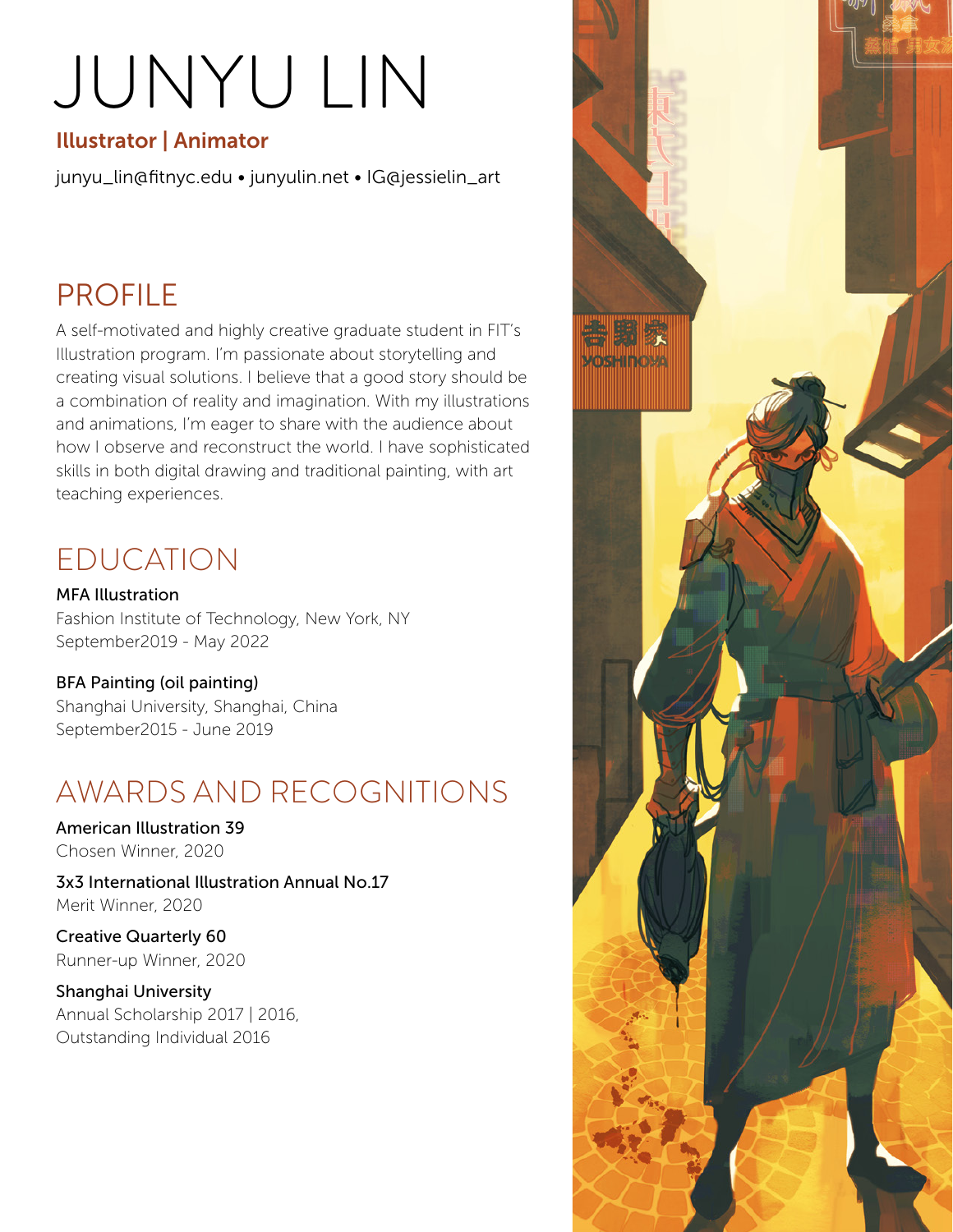# JUNYU LIN

**Illustrator | Animator**

junyu_lin@fitnyc.edu • junyulin.net • IG@jessielin_art

## PROFILE

A self-motivated and highly creative graduate student in FIT's Illustration program. I'm passionate about storytelling and creating visual solutions. I believe that a good story should be a combination of reality and imagination. With my illustrations and animations, I'm eager to share with the audience about how I observe and reconstruct the world. I have sophisticated skills in both digital drawing and traditional painting, with art teaching experiences.

## EDUCATION

**MFA Illustration**
Fashion Institute of Technology, New York, NY
September2019 - May 2022

**BFA Painting (oil painting)**
Shanghai University, Shanghai, China
September2015 - June 2019

## AWARDS AND RECOGNITIONS

**American Illustration 39**
Chosen Winner, 2020

**3x3 International Illustration Annual No.17**
Merit Winner, 2020

**Creative Quarterly 60**
Runner-up Winner, 2020

**Shanghai University**
Annual Scholarship 2017 | 2016,
Outstanding Individual 2016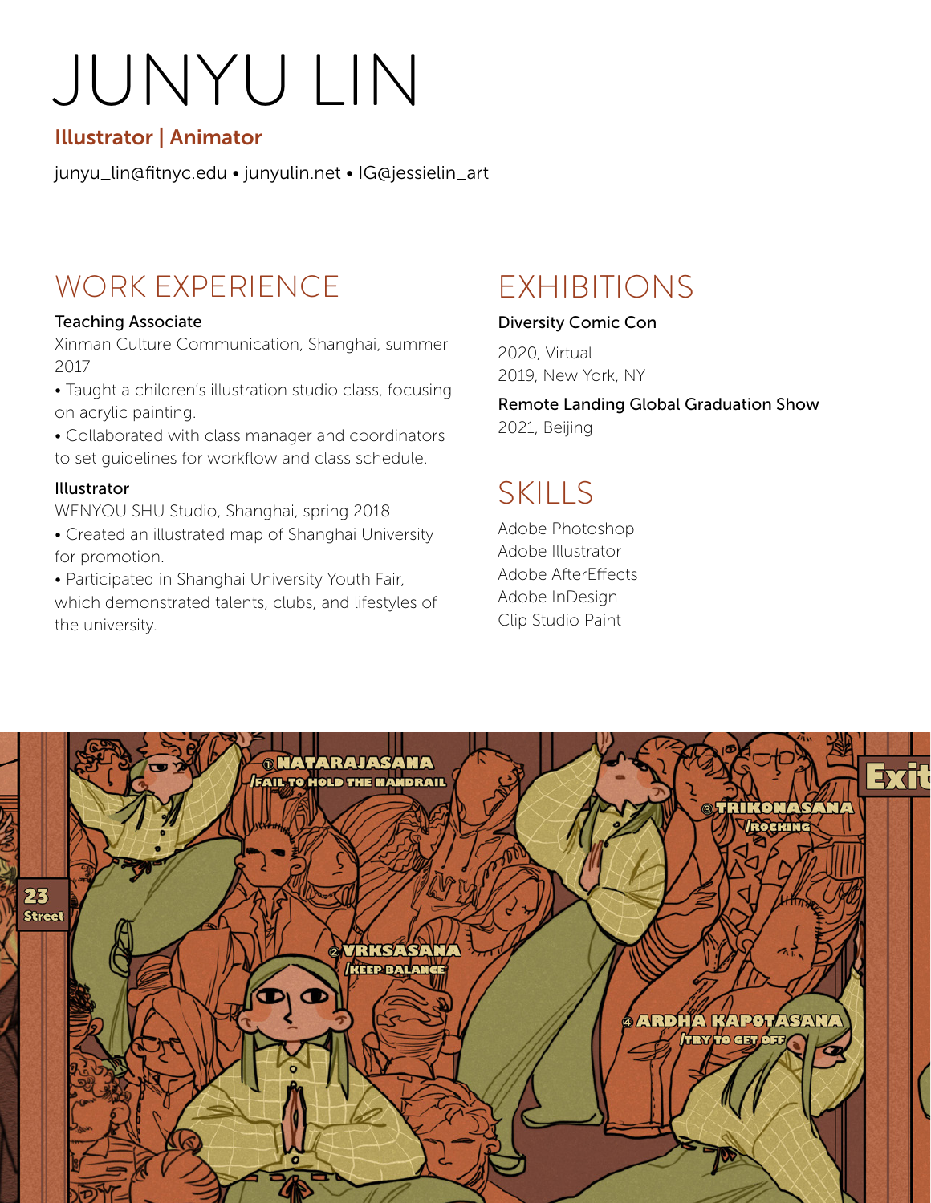# JUNYU LIN

**Illustrator | Animator**

junyu_lin@fitnyc.edu • junyulin.net • IG@jessielin_art

## WORK EXPERIENCE

**Teaching Associate**

Xinman Culture Communication, Shanghai, summer 2017

- Taught a children's illustration studio class, focusing on acrylic painting.
- Collaborated with class manager and coordinators to set guidelines for workflow and class schedule.

**Illustrator**

WENYOU SHU Studio, Shanghai, spring 2018

- Created an illustrated map of Shanghai University for promotion.
- Participated in Shanghai University Youth Fair, which demonstrated talents, clubs, and lifestyles of the university.

## EXHIBITIONS

**Diversity Comic Con**

2020, Virtual
2019, New York, NY

**Remote Landing Global Graduation Show**

2021, Beijing

## SKILLS

Adobe Photoshop
Adobe Illustrator
Adobe AfterEffects
Adobe InDesign
Clip Studio Paint